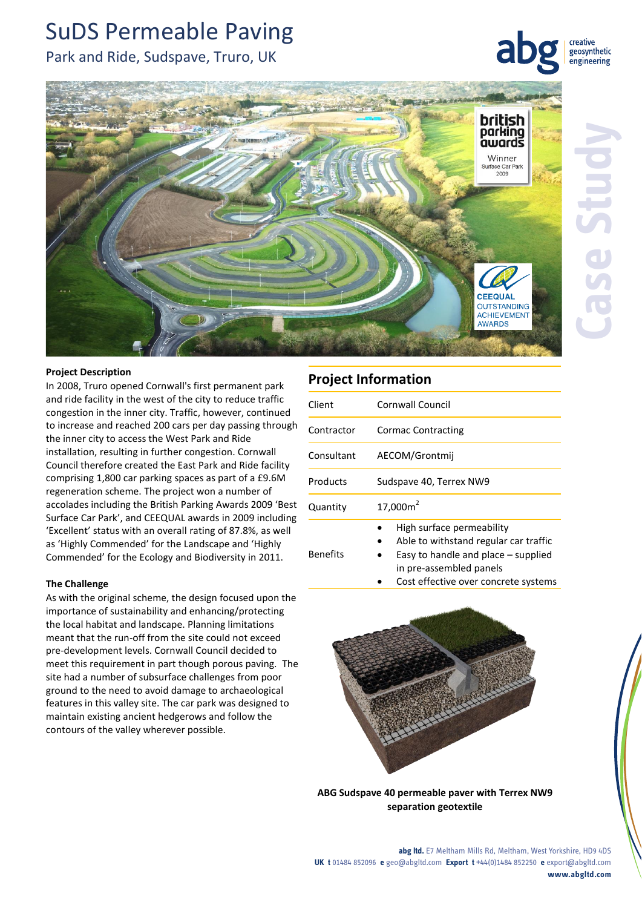# SuDS Permeable Paving

## Park and Ride, Sudspave, Truro, UK

### Project Description

In 2008, Truro opened Cornwall's first permanent park and ride facility in the west of the city to reduce traffic congestion in the inner city. Traffic, however, continued to increase and reached 200 cars per day passing through the inner city to access the West Park and Ride installation, resulting in further congestion. Cornwall Council therefore created the East Park and Ride facility comprising 1,800 car parking spaces as part of a £9.6M regeneration scheme. The project won a number of accolades including the British Parking Awards 2009 'Best Surface Car Park', and CEEQUAL awards in 2009 including 'Excellent' status with an overall rating of 87.8%, as well as 'Highly Commended' for the Landscape and 'Highly Commended' for the Ecology and Biodiversity in 2011.

### The Challenge

As with the original scheme, the design focused upon the importance of sustainability and enhancing/protecting the local habitat and landscape. Planning limitations meant that the run-off from the site could not exceed pre-development levels. Cornwall Council decided to meet this requirement in part though porous paving. The site had a number of subsurface challenges from poor ground to the need to avoid damage to archaeological features in this valley site. The car park was designed to maintain existing ancient hedgerows and follow the contours of the valley wherever possible.

## Project Information

| | |
|---|---|
| Client | Cornwall Council |
| Contractor | Cormac Contracting |
| Consultant | AECOM/Grontmij |
| Products | Sudspave 40, Terrex NW9 |
| Quantity | 17,000m$^2$ |
| Benefits | • High surface permeability<br>• Able to withstand regular car traffic<br>• Easy to handle and place – supplied in pre-assembled panels<br>• Cost effective over concrete systems |

**ABG Sudspave 40 permeable paver with Terrex NW9 separation geotextile**

**abg ltd.** E7 Meltham Mills Rd, Meltham, West Yorkshire, HD9 4DS
**UK t** 01484 852096 **e** geo@abgltd.com **Export t** +44(0)1484 852250 **e** export@abgltd.com
**www.abgltd.com**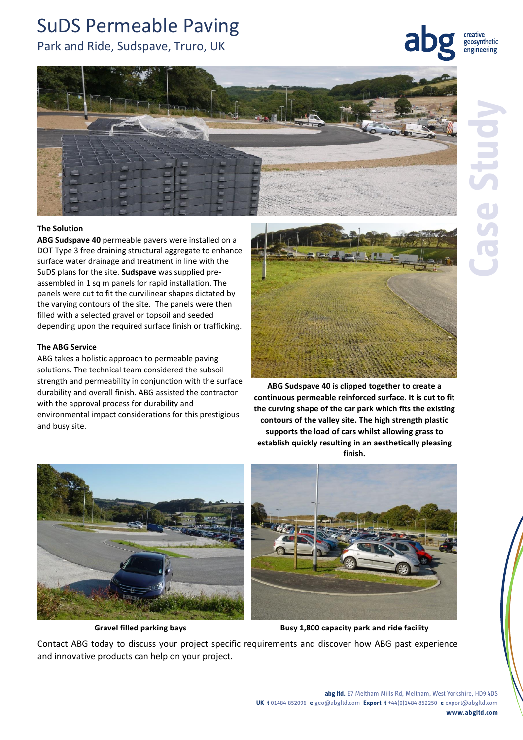# SuDS Permeable Paving

Park and Ride, Sudspave, Truro, UK

**The Solution**

**ABG Sudspave 40** permeable pavers were installed on a DOT Type 3 free draining structural aggregate to enhance surface water drainage and treatment in line with the SuDS plans for the site. **Sudspave** was supplied pre-assembled in 1 sq m panels for rapid installation. The panels were cut to fit the curvilinear shapes dictated by the varying contours of the site. The panels were then filled with a selected gravel or topsoil and seeded depending upon the required surface finish or trafficking.

**The ABG Service**

ABG takes a holistic approach to permeable paving solutions. The technical team considered the subsoil strength and permeability in conjunction with the surface durability and overall finish. ABG assisted the contractor with the approval process for durability and environmental impact considerations for this prestigious and busy site.

**ABG Sudspave 40 is clipped together to create a continuous permeable reinforced surface. It is cut to fit the curving shape of the car park which fits the existing contours of the valley site. The high strength plastic supports the load of cars whilst allowing grass to establish quickly resulting in an aesthetically pleasing finish.**

**Gravel filled parking bays**

**Busy 1,800 capacity park and ride facility**

Contact ABG today to discuss your project specific requirements and discover how ABG past experience and innovative products can help on your project.

**abg ltd.** E7 Meltham Mills Rd, Meltham, West Yorkshire, HD9 4DS
**UK t** 01484 852096 **e** geo@abgltd.com **Export t** +44(0)1484 852250 **e** export@abgltd.com
**www.abgltd.com**